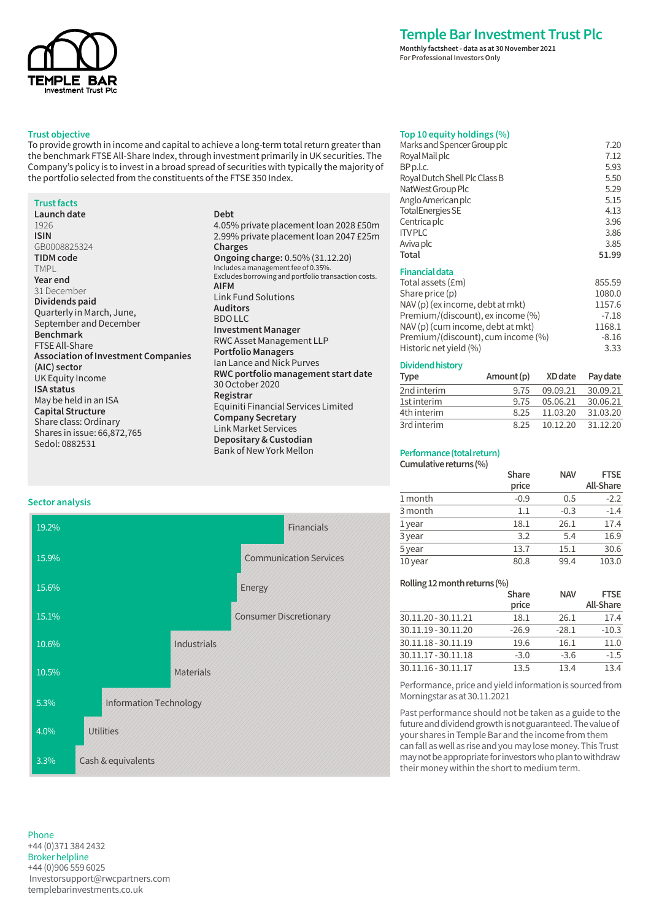# Temple Bar Investment Trust Plc

**Monthly factsheet - data as at 30 November 2021**
**For Professional Investors Only**

## Trust objective

To provide growth in income and capital to achieve a long-term total return greater than the benchmark FTSE All-Share Index, through investment primarily in UK securities. The Company's policy is to invest in a broad spread of securities with typically the majority of the portfolio selected from the constituents of the FTSE 350 Index.

## Trust facts

**Launch date**
1926

**ISIN**
GB0008825324

**TIDM code**
TMPL

**Year end**
31 December

**Dividends paid**
Quarterly in March, June, September and December

**Benchmark**
FTSE All-Share

**Association of Investment Companies (AIC) sector**
UK Equity Income

**ISA status**
May be held in an ISA

**Capital Structure**
Share class: Ordinary
Shares in issue: 66,872,765
Sedol: 0882531

**Debt**
4.05% private placement loan 2028 £50m
2.99% private placement loan 2047 £25m

**Charges**
**Ongoing charge:** 0.50% (31.12.20)
Includes a management fee of 0.35%.
Excludes borrowing and portfolio transaction costs.

**AIFM**
Link Fund Solutions

**Auditors**
BDO LLC

**Investment Manager**
RWC Asset Management LLP

**Portfolio Managers**
Ian Lance and Nick Purves

**RWC portfolio management start date**
30 October 2020

**Registrar**
Equiniti Financial Services Limited

**Company Secretary**
Link Market Services

**Depositary & Custodian**
Bank of New York Mellon

## Sector analysis

| Sector | % |
|---|---|
| Financials | 19.2% |
| Communication Services | 15.9% |
| Energy | 15.6% |
| Consumer Discretionary | 15.1% |
| Industrials | 10.6% |
| Materials | 10.5% |
| Information Technology | 5.3% |
| Utilities | 4.0% |
| Cash & equivalents | 3.3% |

## Top 10 equity holdings (%)

| Holding | % |
|---|---|
| Marks and Spencer Group plc | 7.20 |
| Royal Mail plc | 7.12 |
| BP p.l.c. | 5.93 |
| Royal Dutch Shell Plc Class B | 5.50 |
| NatWest Group Plc | 5.29 |
| Anglo American plc | 5.15 |
| TotalEnergies SE | 4.13 |
| Centrica plc | 3.96 |
| ITV PLC | 3.86 |
| Aviva plc | 3.85 |
| **Total** | **51.99** |

## Financial data

| | |
|---|---|
| Total assets (£m) | 855.59 |
| Share price (p) | 1080.0 |
| NAV (p) (ex income, debt at mkt) | 1157.6 |
| Premium/(discount), ex income (%) | -7.18 |
| NAV (p) (cum income, debt at mkt) | 1168.1 |
| Premium/(discount), cum income (%) | -8.16 |
| Historic net yield (%) | 3.33 |

## Dividend history

| Type | Amount (p) | XD date | Pay date |
|---|---|---|---|
| 2nd interim | 9.75 | 09.09.21 | 30.09.21 |
| 1st interim | 9.75 | 05.06.21 | 30.06.21 |
| 4th interim | 8.25 | 11.03.20 | 31.03.20 |
| 3rd interim | 8.25 | 10.12.20 | 31.12.20 |

## Performance (total return)

**Cumulative returns (%)**

| | Share price | NAV | FTSE All-Share |
|---|---|---|---|
| 1 month | -0.9 | 0.5 | -2.2 |
| 3 month | 1.1 | -0.3 | -1.4 |
| 1 year | 18.1 | 26.1 | 17.4 |
| 3 year | 3.2 | 5.4 | 16.9 |
| 5 year | 13.7 | 15.1 | 30.6 |
| 10 year | 80.8 | 99.4 | 103.0 |

**Rolling 12 month returns (%)**

| | Share price | NAV | FTSE All-Share |
|---|---|---|---|
| 30.11.20 - 30.11.21 | 18.1 | 26.1 | 17.4 |
| 30.11.19 - 30.11.20 | -26.9 | -28.1 | -10.3 |
| 30.11.18 - 30.11.19 | 19.6 | 16.1 | 11.0 |
| 30.11.17 - 30.11.18 | -3.0 | -3.6 | -1.5 |
| 30.11.16 - 30.11.17 | 13.5 | 13.4 | 13.4 |

Performance, price and yield information is sourced from Morningstar as at 30.11.2021

Past performance should not be taken as a guide to the future and dividend growth is not guaranteed. The value of your shares in Temple Bar and the income from them can fall as well as rise and you may lose money. This Trust may not be appropriate for investors who plan to withdraw their money within the short to medium term.

**Phone**
+44 (0)371 384 2432

**Broker helpline**
+44 (0)906 559 6025
Investorsupport@rwcpartners.com
templebarinvestments.co.uk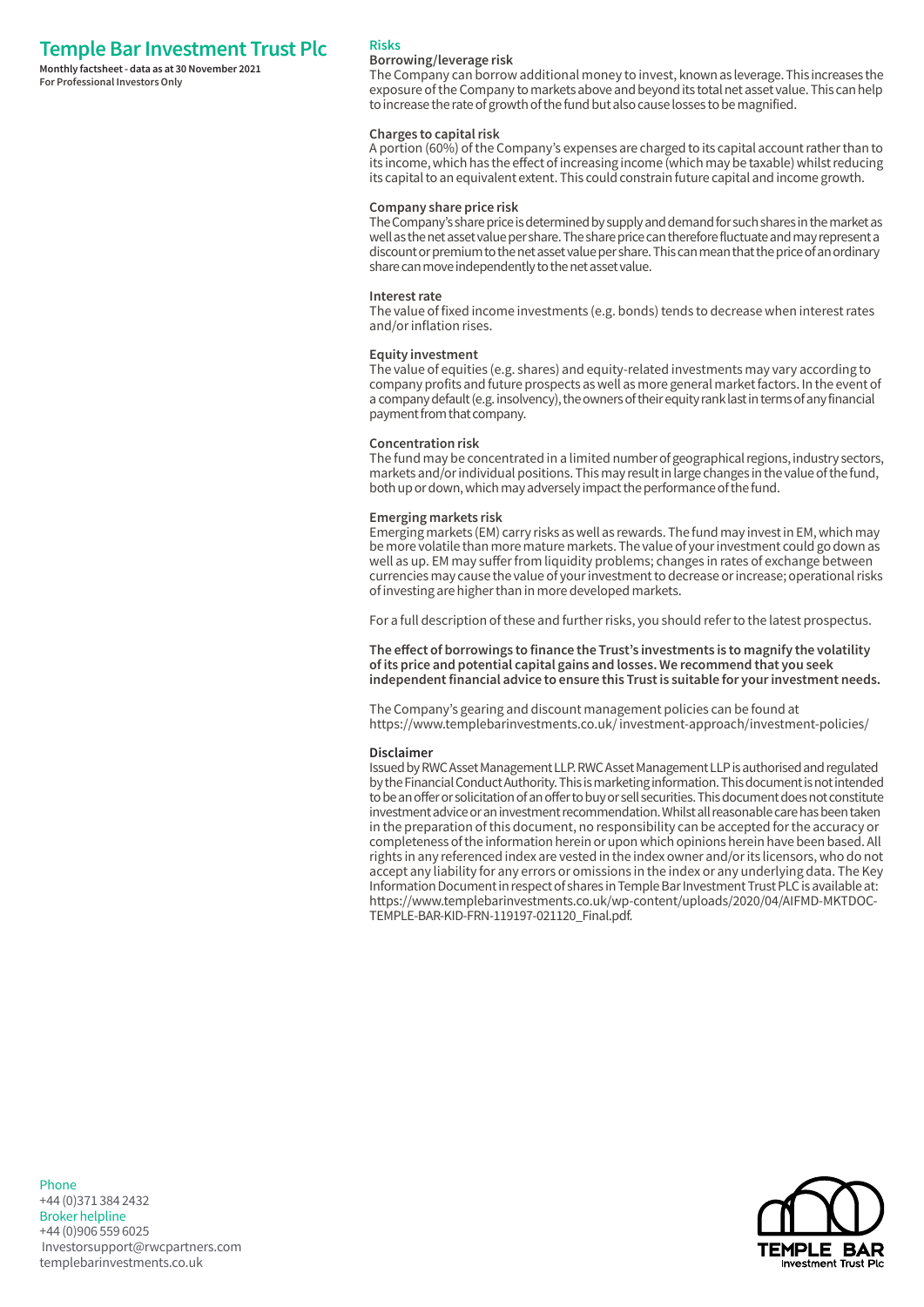# Temple Bar Investment Trust Plc

**Monthly factsheet - data as at 30 November 2021**
**For Professional Investors Only**

## Risks

### Borrowing/leverage risk

The Company can borrow additional money to invest, known as leverage. This increases the exposure of the Company to markets above and beyond its total net asset value. This can help to increase the rate of growth of the fund but also cause losses to be magnified.

### Charges to capital risk

A portion (60%) of the Company's expenses are charged to its capital account rather than to its income, which has the effect of increasing income (which may be taxable) whilst reducing its capital to an equivalent extent. This could constrain future capital and income growth.

### Company share price risk

The Company's share price is determined by supply and demand for such shares in the market as well as the net asset value per share. The share price can therefore fluctuate and may represent a discount or premium to the net asset value per share. This can mean that the price of an ordinary share can move independently to the net asset value.

### Interest rate

The value of fixed income investments (e.g. bonds) tends to decrease when interest rates and/or inflation rises.

### Equity investment

The value of equities (e.g. shares) and equity-related investments may vary according to company profits and future prospects as well as more general market factors. In the event of a company default (e.g. insolvency), the owners of their equity rank last in terms of any financial payment from that company.

### Concentration risk

The fund may be concentrated in a limited number of geographical regions, industry sectors, markets and/or individual positions. This may result in large changes in the value of the fund, both up or down, which may adversely impact the performance of the fund.

### Emerging markets risk

Emerging markets (EM) carry risks as well as rewards. The fund may invest in EM, which may be more volatile than more mature markets. The value of your investment could go down as well as up. EM may suffer from liquidity problems; changes in rates of exchange between currencies may cause the value of your investment to decrease or increase; operational risks of investing are higher than in more developed markets.

For a full description of these and further risks, you should refer to the latest prospectus.

**The effect of borrowings to finance the Trust's investments is to magnify the volatility of its price and potential capital gains and losses. We recommend that you seek independent financial advice to ensure this Trust is suitable for your investment needs.**

The Company's gearing and discount management policies can be found at https://www.templebarinvestments.co.uk/ investment-approach/investment-policies/

### Disclaimer

Issued by RWC Asset Management LLP. RWC Asset Management LLP is authorised and regulated by the Financial Conduct Authority. This is marketing information. This document is not intended to be an offer or solicitation of an offer to buy or sell securities. This document does not constitute investment advice or an investment recommendation. Whilst all reasonable care has been taken in the preparation of this document, no responsibility can be accepted for the accuracy or completeness of the information herein or upon which opinions herein have been based. All rights in any referenced index are vested in the index owner and/or its licensors, who do not accept any liability for any errors or omissions in the index or any underlying data. The Key Information Document in respect of shares in Temple Bar Investment Trust PLC is available at: https://www.templebarinvestments.co.uk/wp-content/uploads/2020/04/AIFMD-MKTDOC-TEMPLE-BAR-KID-FRN-119197-021120_Final.pdf.

Phone
+44 (0)371 384 2432
Broker helpline
+44 (0)906 559 6025
Investorsupport@rwcpartners.com
templebarinvestments.co.uk

TEMPLE BAR
Investment Trust Plc